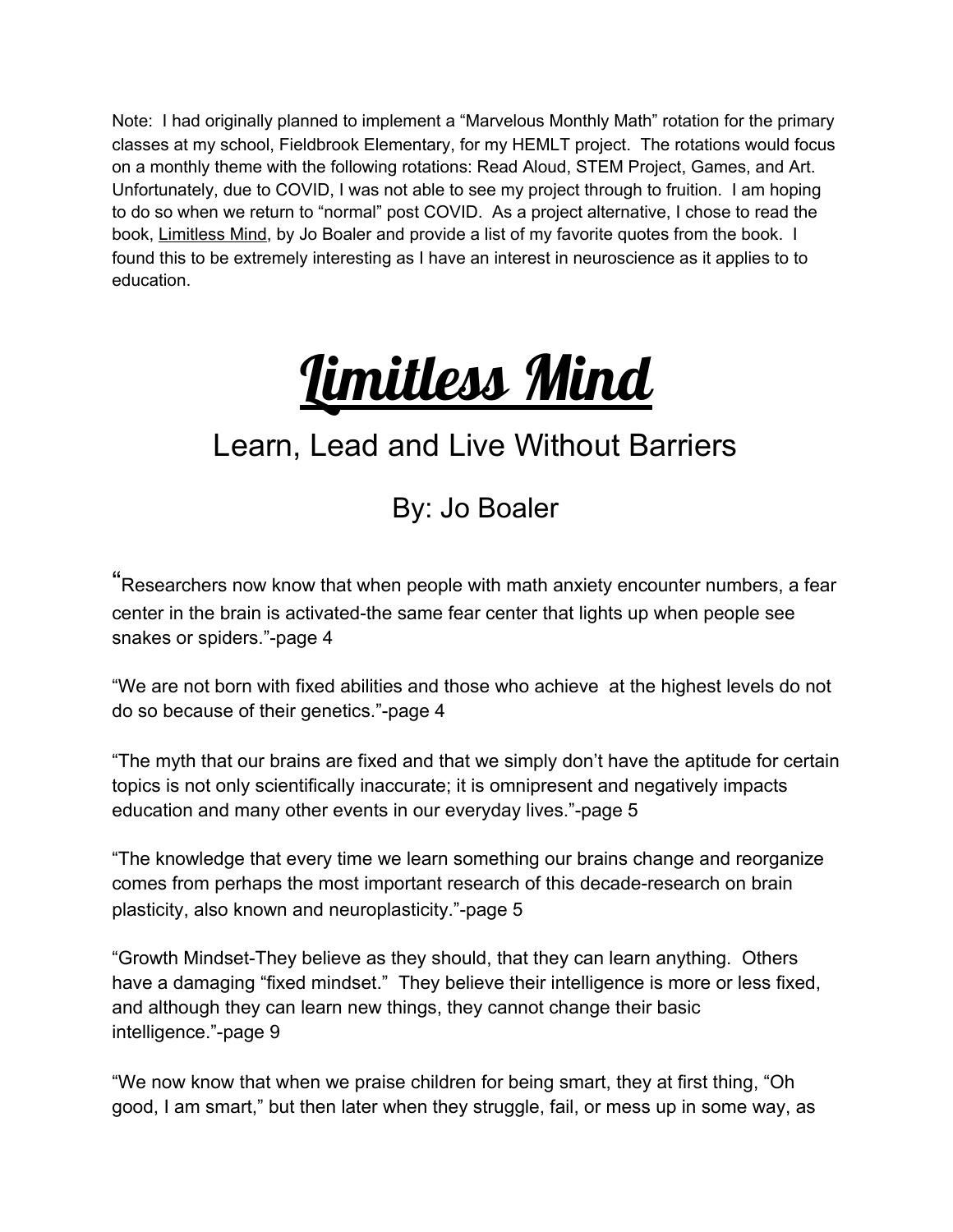Note: I had originally planned to implement a "Marvelous Monthly Math" rotation for the primary classes at my school, Fieldbrook Elementary, for my HEMLT project. The rotations would focus on a monthly theme with the following rotations: Read Aloud, STEM Project, Games, and Art. Unfortunately, due to COVID, I was not able to see my project through to fruition. I am hoping to do so when we return to "normal" post COVID. As a project alternative, I chose to read the book, Limitless Mind, by Jo Boaler and provide a list of my favorite quotes from the book. I found this to be extremely interesting as I have an interest in neuroscience as it applies to to education.

# Limitless Mind

## Learn, Lead and Live Without Barriers

### By: Jo Boaler

"Researchers now know that when people with math anxiety encounter numbers, a fear center in the brain is activated-the same fear center that lights up when people see snakes or spiders."-page 4

"We are not born with fixed abilities and those who achieve at the highest levels do not do so because of their genetics."-page 4

"The myth that our brains are fixed and that we simply don't have the aptitude for certain topics is not only scientifically inaccurate; it is omnipresent and negatively impacts education and many other events in our everyday lives."-page 5

"The knowledge that every time we learn something our brains change and reorganize comes from perhaps the most important research of this decade-research on brain plasticity, also known and neuroplasticity."-page 5

"Growth Mindset-They believe as they should, that they can learn anything. Others have a damaging "fixed mindset." They believe their intelligence is more or less fixed, and although they can learn new things, they cannot change their basic intelligence."-page 9

"We now know that when we praise children for being smart, they at first thing, "Oh good, I am smart," but then later when they struggle, fail, or mess up in some way, as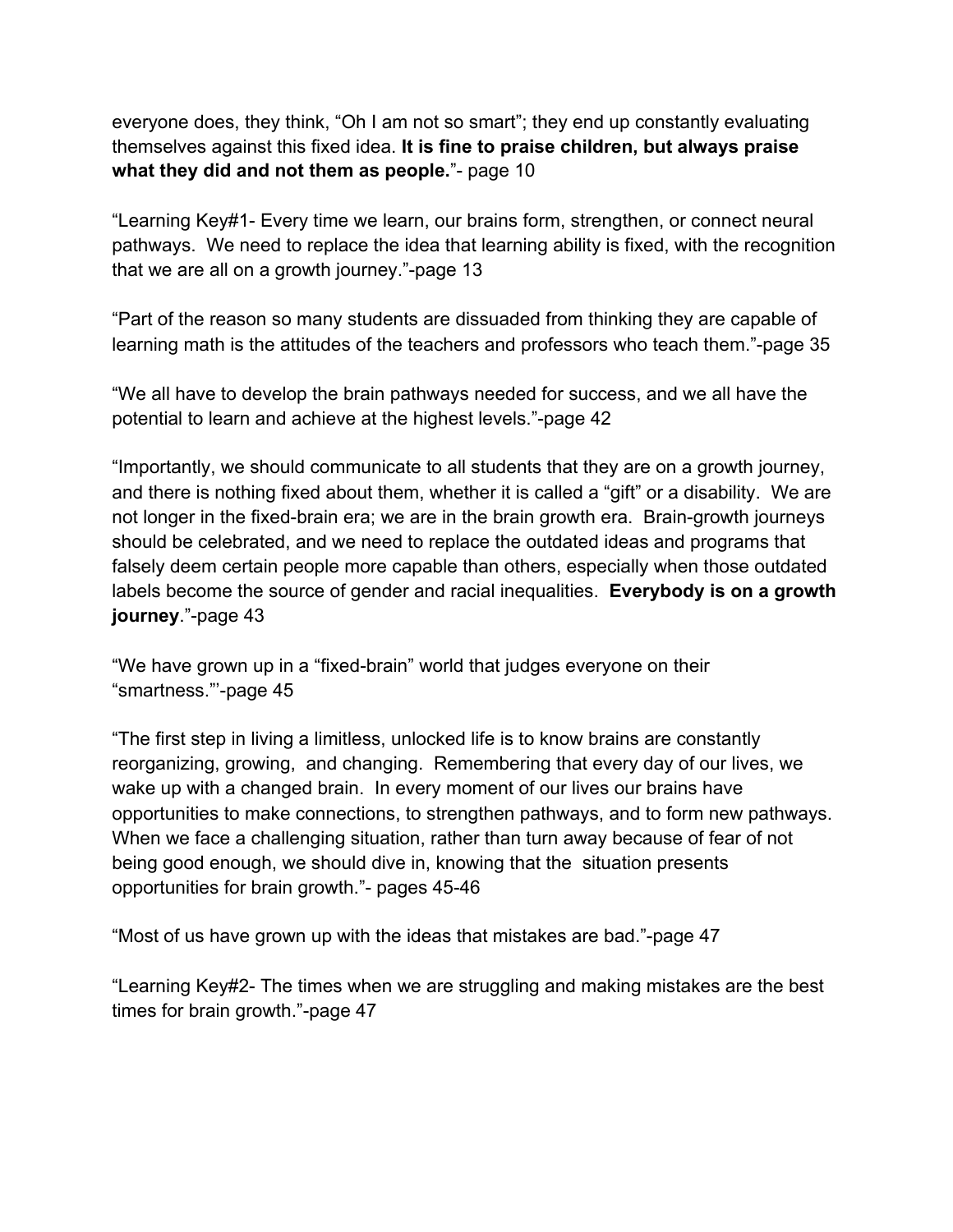everyone does, they think, “Oh I am not so smart”; they end up constantly evaluating themselves against this fixed idea. **It is fine to praise children, but always praise what they did and not them as people.**”- page 10

“Learning Key#1- Every time we learn, our brains form, strengthen, or connect neural pathways. We need to replace the idea that learning ability is fixed, with the recognition that we are all on a growth journey.”-page 13

“Part of the reason so many students are dissuaded from thinking they are capable of learning math is the attitudes of the teachers and professors who teach them.”-page 35

“We all have to develop the brain pathways needed for success, and we all have the potential to learn and achieve at the highest levels.”-page 42

“Importantly, we should communicate to all students that they are on a growth journey, and there is nothing fixed about them, whether it is called a “gift” or a disability. We are not longer in the fixed-brain era; we are in the brain growth era. Brain-growth journeys should be celebrated, and we need to replace the outdated ideas and programs that falsely deem certain people more capable than others, especially when those outdated labels become the source of gender and racial inequalities. **Everybody is on a growth journey**.”-page 43

“We have grown up in a “fixed-brain” world that judges everyone on their “smartness.”’-page 45

“The first step in living a limitless, unlocked life is to know brains are constantly reorganizing, growing, and changing. Remembering that every day of our lives, we wake up with a changed brain. In every moment of our lives our brains have opportunities to make connections, to strengthen pathways, and to form new pathways. When we face a challenging situation, rather than turn away because of fear of not being good enough, we should dive in, knowing that the situation presents opportunities for brain growth.”- pages 45-46

“Most of us have grown up with the ideas that mistakes are bad.”-page 47

“Learning Key#2- The times when we are struggling and making mistakes are the best times for brain growth.”-page 47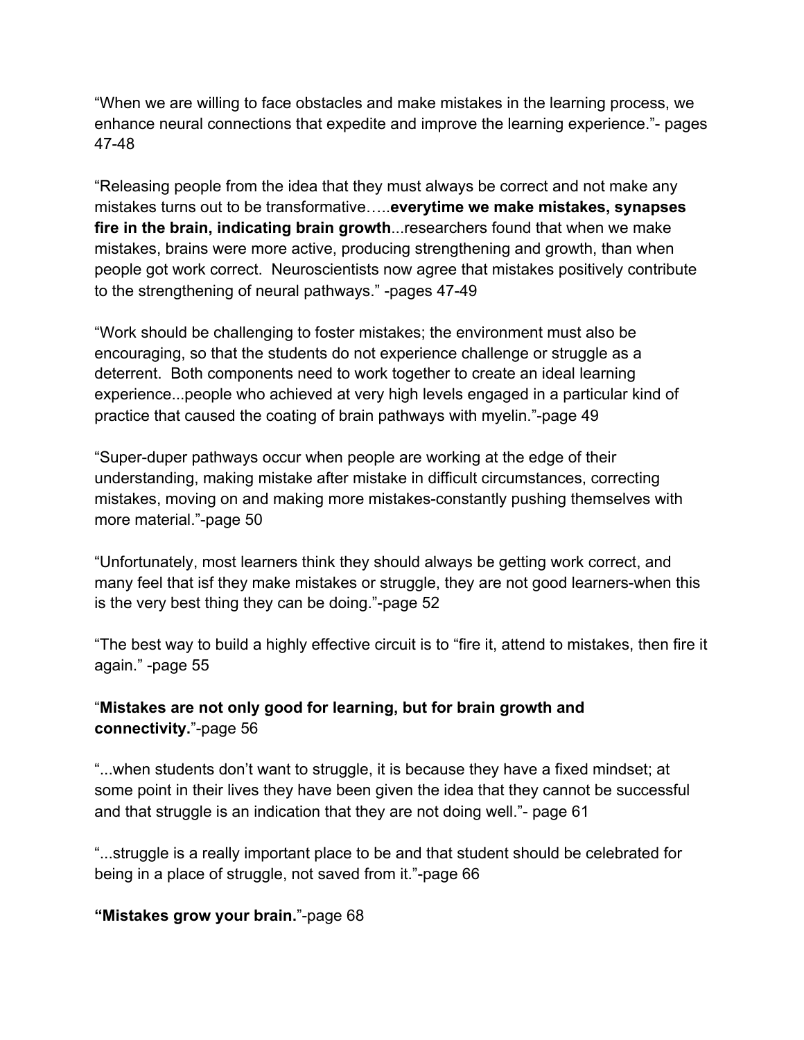"When we are willing to face obstacles and make mistakes in the learning process, we enhance neural connections that expedite and improve the learning experience."- pages 47-48

"Releasing people from the idea that they must always be correct and not make any mistakes turns out to be transformative…..**everytime we make mistakes, synapses fire in the brain, indicating brain growth**...researchers found that when we make mistakes, brains were more active, producing strengthening and growth, than when people got work correct. Neuroscientists now agree that mistakes positively contribute to the strengthening of neural pathways." -pages 47-49

"Work should be challenging to foster mistakes; the environment must also be encouraging, so that the students do not experience challenge or struggle as a deterrent. Both components need to work together to create an ideal learning experience...people who achieved at very high levels engaged in a particular kind of practice that caused the coating of brain pathways with myelin."-page 49

"Super-duper pathways occur when people are working at the edge of their understanding, making mistake after mistake in difficult circumstances, correcting mistakes, moving on and making more mistakes-constantly pushing themselves with more material."-page 50

"Unfortunately, most learners think they should always be getting work correct, and many feel that isf they make mistakes or struggle, they are not good learners-when this is the very best thing they can be doing."-page 52

"The best way to build a highly effective circuit is to "fire it, attend to mistakes, then fire it again." -page 55

"**Mistakes are not only good for learning, but for brain growth and connectivity.**"-page 56

"...when students don't want to struggle, it is because they have a fixed mindset; at some point in their lives they have been given the idea that they cannot be successful and that struggle is an indication that they are not doing well."- page 61

"...struggle is a really important place to be and that student should be celebrated for being in a place of struggle, not saved from it."-page 66

**"Mistakes grow your brain.**"-page 68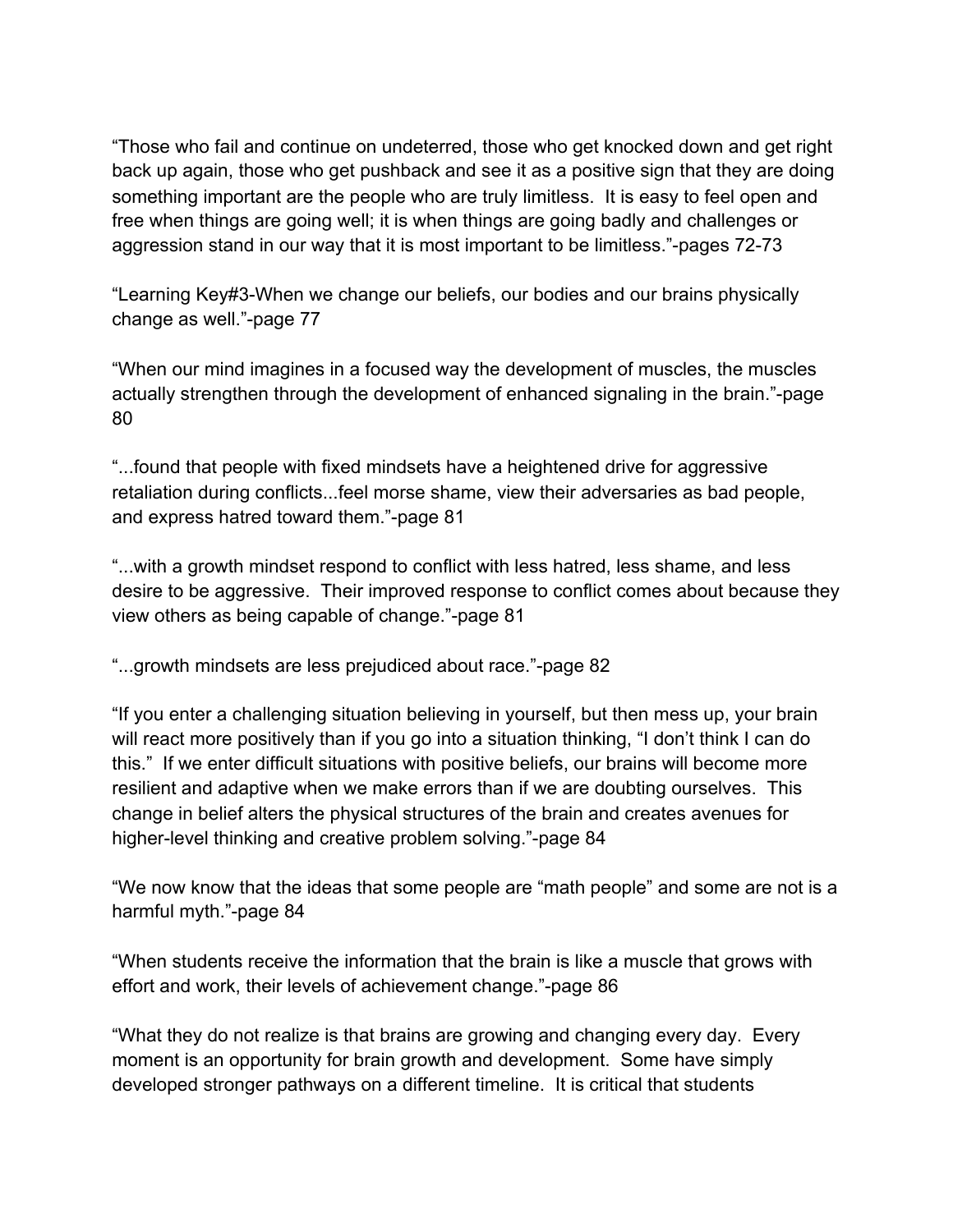"Those who fail and continue on undeterred, those who get knocked down and get right back up again, those who get pushback and see it as a positive sign that they are doing something important are the people who are truly limitless. It is easy to feel open and free when things are going well; it is when things are going badly and challenges or aggression stand in our way that it is most important to be limitless."-pages 72-73

"Learning Key#3-When we change our beliefs, our bodies and our brains physically change as well."-page 77

"When our mind imagines in a focused way the development of muscles, the muscles actually strengthen through the development of enhanced signaling in the brain."-page 80

"...found that people with fixed mindsets have a heightened drive for aggressive retaliation during conflicts...feel morse shame, view their adversaries as bad people, and express hatred toward them."-page 81

"...with a growth mindset respond to conflict with less hatred, less shame, and less desire to be aggressive. Their improved response to conflict comes about because they view others as being capable of change."-page 81

"...growth mindsets are less prejudiced about race."-page 82

"If you enter a challenging situation believing in yourself, but then mess up, your brain will react more positively than if you go into a situation thinking, "I don't think I can do this." If we enter difficult situations with positive beliefs, our brains will become more resilient and adaptive when we make errors than if we are doubting ourselves. This change in belief alters the physical structures of the brain and creates avenues for higher-level thinking and creative problem solving."-page 84

"We now know that the ideas that some people are "math people" and some are not is a harmful myth."-page 84

"When students receive the information that the brain is like a muscle that grows with effort and work, their levels of achievement change."-page 86

"What they do not realize is that brains are growing and changing every day. Every moment is an opportunity for brain growth and development. Some have simply developed stronger pathways on a different timeline. It is critical that students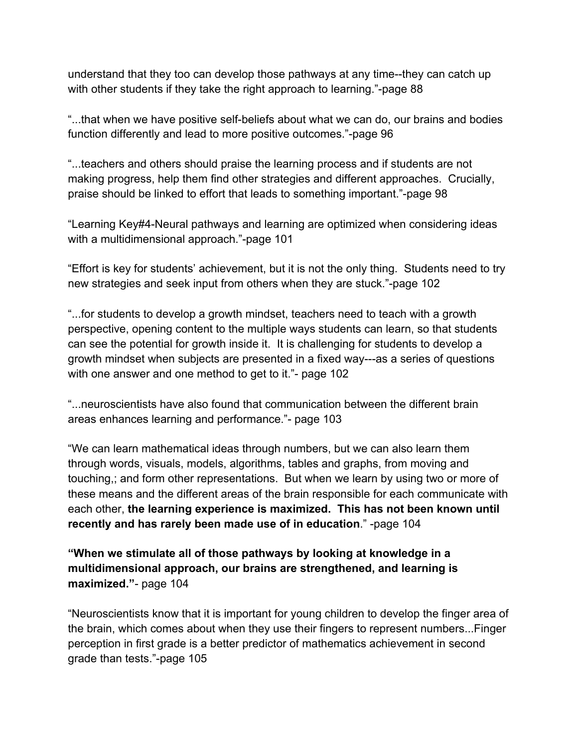understand that they too can develop those pathways at any time--they can catch up with other students if they take the right approach to learning."-page 88

"...that when we have positive self-beliefs about what we can do, our brains and bodies function differently and lead to more positive outcomes."-page 96

"...teachers and others should praise the learning process and if students are not making progress, help them find other strategies and different approaches.  Crucially, praise should be linked to effort that leads to something important."-page 98

"Learning Key#4-Neural pathways and learning are optimized when considering ideas with a multidimensional approach."-page 101

"Effort is key for students' achievement, but it is not the only thing.  Students need to try new strategies and seek input from others when they are stuck."-page 102

"...for students to develop a growth mindset, teachers need to teach with a growth perspective, opening content to the multiple ways students can learn, so that students can see the potential for growth inside it.  It is challenging for students to develop a growth mindset when subjects are presented in a fixed way---as a series of questions with one answer and one method to get to it."- page 102

"...neuroscientists have also found that communication between the different brain areas enhances learning and performance."- page 103

"We can learn mathematical ideas through numbers, but we can also learn them through words, visuals, models, algorithms, tables and graphs, from moving and touching,; and form other representations.  But when we learn by using two or more of these means and the different areas of the brain responsible for each communicate with each other, **the learning experience is maximized.  This has not been known until recently and has rarely been made use of in education**." -page 104

**"When we stimulate all of those pathways by looking at knowledge in a multidimensional approach, our brains are strengthened, and learning is maximized."**- page 104

"Neuroscientists know that it is important for young children to develop the finger area of the brain, which comes about when they use their fingers to represent numbers...Finger perception in first grade is a better predictor of mathematics achievement in second grade than tests."-page 105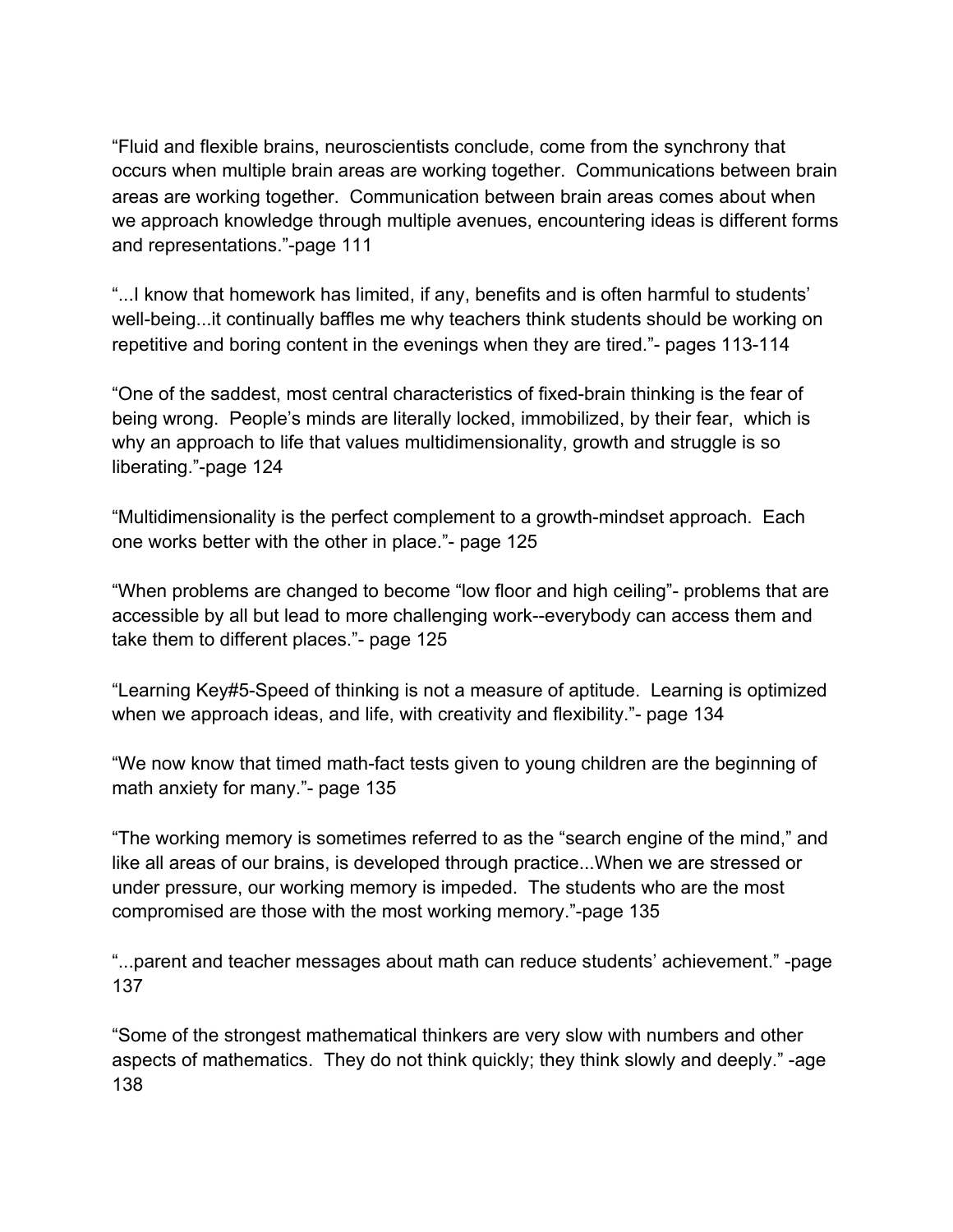"Fluid and flexible brains, neuroscientists conclude, come from the synchrony that occurs when multiple brain areas are working together. Communications between brain areas are working together. Communication between brain areas comes about when we approach knowledge through multiple avenues, encountering ideas is different forms and representations."-page 111

"...I know that homework has limited, if any, benefits and is often harmful to students' well-being...it continually baffles me why teachers think students should be working on repetitive and boring content in the evenings when they are tired."- pages 113-114

"One of the saddest, most central characteristics of fixed-brain thinking is the fear of being wrong. People's minds are literally locked, immobilized, by their fear, which is why an approach to life that values multidimensionality, growth and struggle is so liberating."-page 124

"Multidimensionality is the perfect complement to a growth-mindset approach. Each one works better with the other in place."- page 125

"When problems are changed to become "low floor and high ceiling"- problems that are accessible by all but lead to more challenging work--everybody can access them and take them to different places."- page 125

"Learning Key#5-Speed of thinking is not a measure of aptitude. Learning is optimized when we approach ideas, and life, with creativity and flexibility."- page 134

"We now know that timed math-fact tests given to young children are the beginning of math anxiety for many."- page 135

"The working memory is sometimes referred to as the "search engine of the mind," and like all areas of our brains, is developed through practice...When we are stressed or under pressure, our working memory is impeded. The students who are the most compromised are those with the most working memory."-page 135

"...parent and teacher messages about math can reduce students' achievement." -page 137

"Some of the strongest mathematical thinkers are very slow with numbers and other aspects of mathematics. They do not think quickly; they think slowly and deeply." -age 138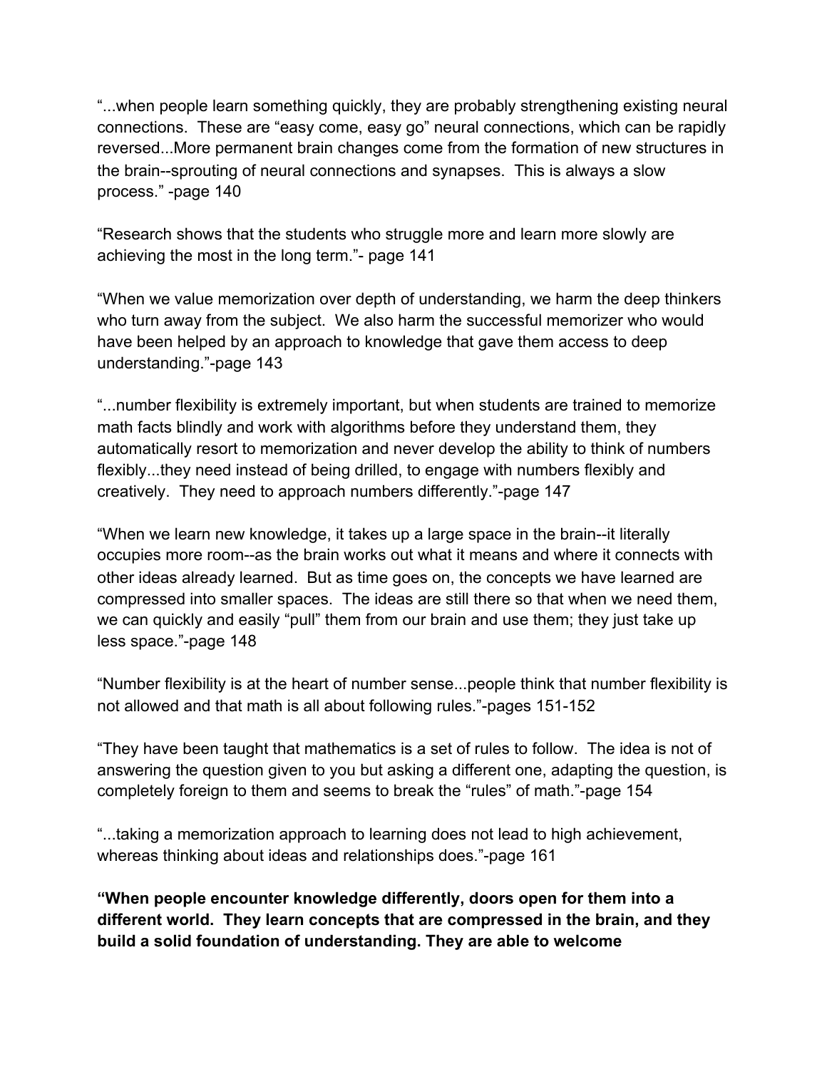"...when people learn something quickly, they are probably strengthening existing neural connections. These are "easy come, easy go" neural connections, which can be rapidly reversed...More permanent brain changes come from the formation of new structures in the brain--sprouting of neural connections and synapses. This is always a slow process." -page 140

"Research shows that the students who struggle more and learn more slowly are achieving the most in the long term."- page 141

"When we value memorization over depth of understanding, we harm the deep thinkers who turn away from the subject. We also harm the successful memorizer who would have been helped by an approach to knowledge that gave them access to deep understanding."-page 143

"...number flexibility is extremely important, but when students are trained to memorize math facts blindly and work with algorithms before they understand them, they automatically resort to memorization and never develop the ability to think of numbers flexibly...they need instead of being drilled, to engage with numbers flexibly and creatively. They need to approach numbers differently."-page 147

"When we learn new knowledge, it takes up a large space in the brain--it literally occupies more room--as the brain works out what it means and where it connects with other ideas already learned. But as time goes on, the concepts we have learned are compressed into smaller spaces. The ideas are still there so that when we need them, we can quickly and easily "pull" them from our brain and use them; they just take up less space."-page 148

"Number flexibility is at the heart of number sense...people think that number flexibility is not allowed and that math is all about following rules."-pages 151-152

"They have been taught that mathematics is a set of rules to follow. The idea is not of answering the question given to you but asking a different one, adapting the question, is completely foreign to them and seems to break the "rules" of math."-page 154

"...taking a memorization approach to learning does not lead to high achievement, whereas thinking about ideas and relationships does."-page 161

**"When people encounter knowledge differently, doors open for them into a different world. They learn concepts that are compressed in the brain, and they build a solid foundation of understanding. They are able to welcome**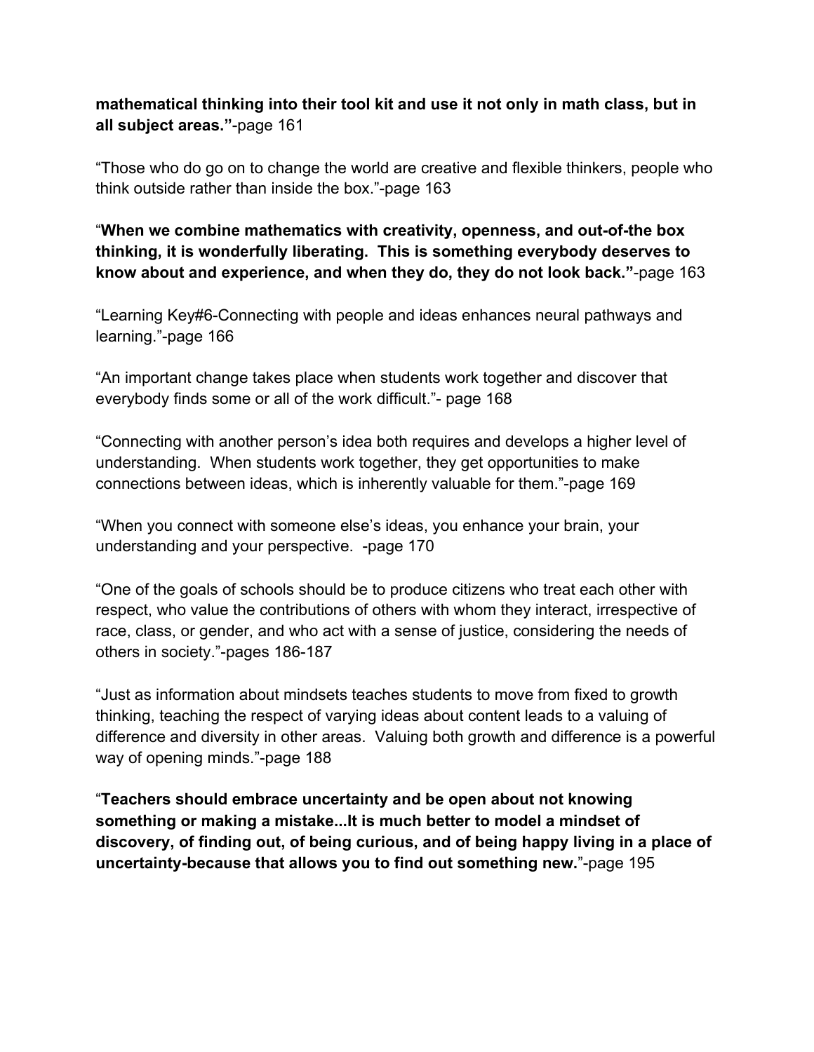**mathematical thinking into their tool kit and use it not only in math class, but in all subject areas."**-page 161

"Those who do go on to change the world are creative and flexible thinkers, people who think outside rather than inside the box."-page 163

"**When we combine mathematics with creativity, openness, and out-of-the box thinking, it is wonderfully liberating. This is something everybody deserves to know about and experience, and when they do, they do not look back."**-page 163

"Learning Key#6-Connecting with people and ideas enhances neural pathways and learning."-page 166

"An important change takes place when students work together and discover that everybody finds some or all of the work difficult."- page 168

"Connecting with another person's idea both requires and develops a higher level of understanding. When students work together, they get opportunities to make connections between ideas, which is inherently valuable for them."-page 169

"When you connect with someone else's ideas, you enhance your brain, your understanding and your perspective. -page 170

"One of the goals of schools should be to produce citizens who treat each other with respect, who value the contributions of others with whom they interact, irrespective of race, class, or gender, and who act with a sense of justice, considering the needs of others in society."-pages 186-187

"Just as information about mindsets teaches students to move from fixed to growth thinking, teaching the respect of varying ideas about content leads to a valuing of difference and diversity in other areas. Valuing both growth and difference is a powerful way of opening minds."-page 188

"**Teachers should embrace uncertainty and be open about not knowing something or making a mistake...It is much better to model a mindset of discovery, of finding out, of being curious, and of being happy living in a place of uncertainty-because that allows you to find out something new.**"-page 195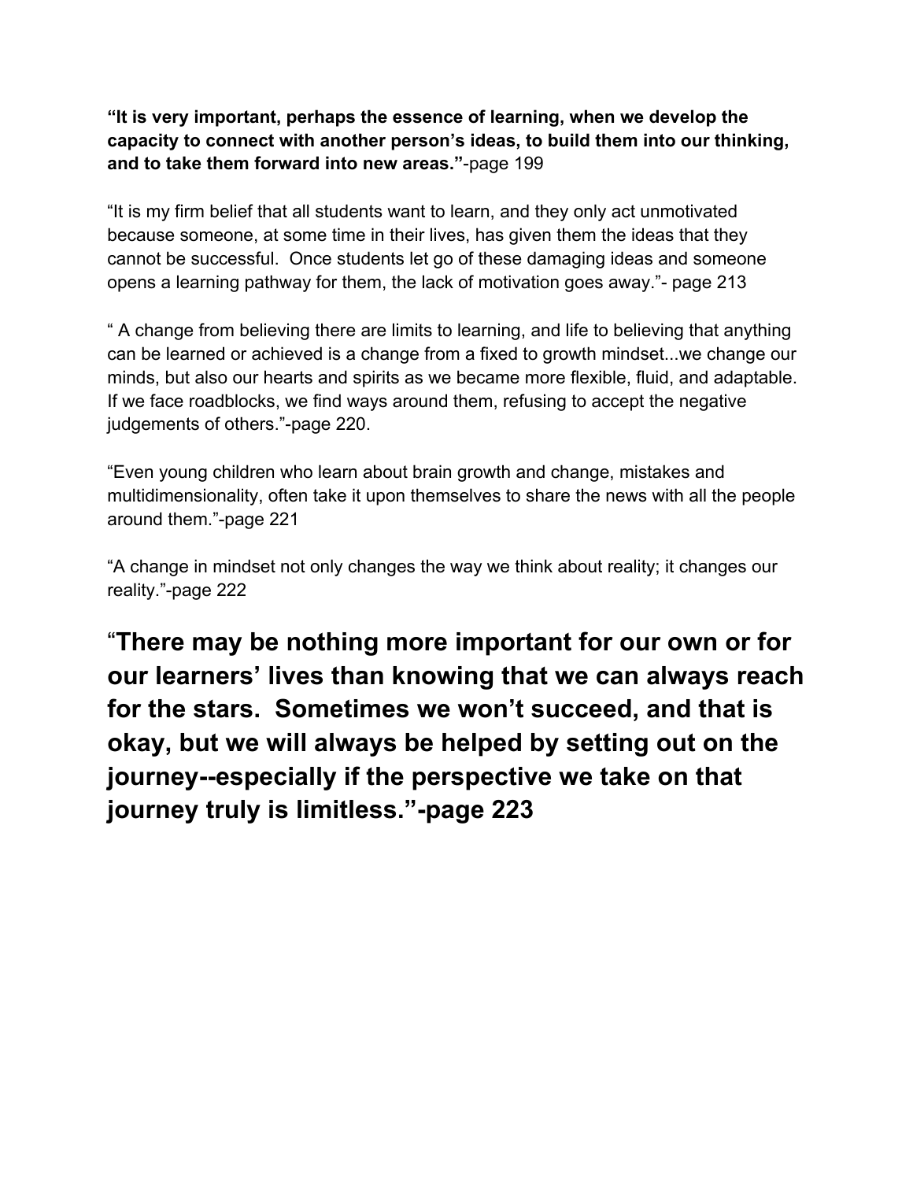**"It is very important, perhaps the essence of learning, when we develop the capacity to connect with another person's ideas, to build them into our thinking, and to take them forward into new areas."**-page 199

"It is my firm belief that all students want to learn, and they only act unmotivated because someone, at some time in their lives, has given them the ideas that they cannot be successful. Once students let go of these damaging ideas and someone opens a learning pathway for them, the lack of motivation goes away."- page 213

" A change from believing there are limits to learning, and life to believing that anything can be learned or achieved is a change from a fixed to growth mindset...we change our minds, but also our hearts and spirits as we became more flexible, fluid, and adaptable. If we face roadblocks, we find ways around them, refusing to accept the negative judgements of others."-page 220.

"Even young children who learn about brain growth and change, mistakes and multidimensionality, often take it upon themselves to share the news with all the people around them."-page 221

"A change in mindset not only changes the way we think about reality; it changes our reality."-page 222

## "There may be nothing more important for our own or for our learners' lives than knowing that we can always reach for the stars. Sometimes we won't succeed, and that is okay, but we will always be helped by setting out on the journey--especially if the perspective we take on that journey truly is limitless."-page 223